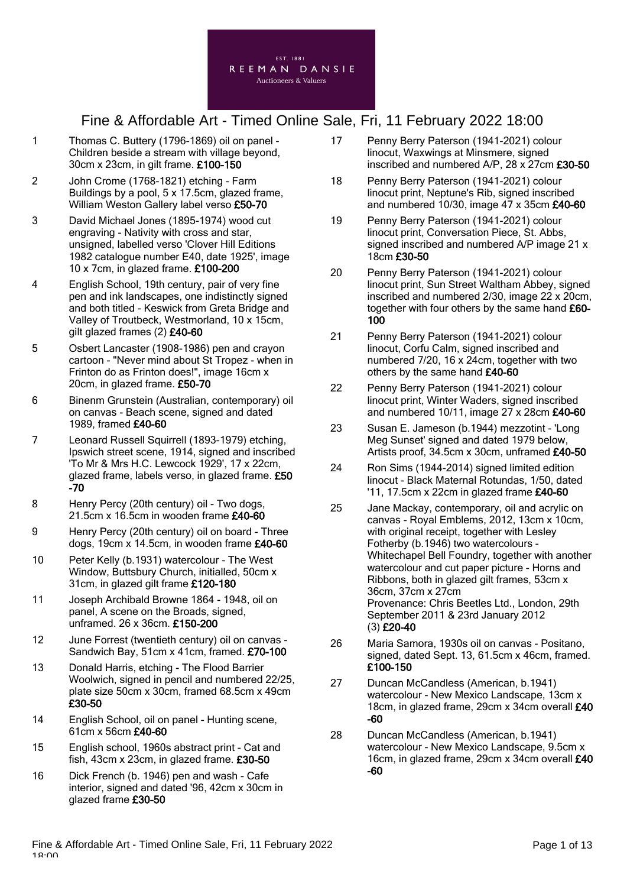EST. 1881
REEMAN DANSIE
Auctioneers & Valuers

# Fine & Affordable Art - Timed Online Sale, Fri, 11 February 2022 18:00

1. Thomas C. Buttery (1796-1869) oil on panel - Children beside a stream with village beyond, 30cm x 23cm, in gilt frame. **£100-150**

2. John Crome (1768-1821) etching - Farm Buildings by a pool, 5 x 17.5cm, glazed frame, William Weston Gallery label verso **£50-70**

3. David Michael Jones (1895-1974) wood cut engraving - Nativity with cross and star, unsigned, labelled verso 'Clover Hill Editions 1982 catalogue number E40, date 1925', image 10 x 7cm, in glazed frame. **£100-200**

4. English School, 19th century, pair of very fine pen and ink landscapes, one indistinctly signed and both titled - Keswick from Greta Bridge and Valley of Troutbeck, Westmorland, 10 x 15cm, gilt glazed frames (2) **£40-60**

5. Osbert Lancaster (1908-1986) pen and crayon cartoon - "Never mind about St Tropez - when in Frinton do as Frinton does!", image 16cm x 20cm, in glazed frame. **£50-70**

6. Binenm Grunstein (Australian, contemporary) oil on canvas - Beach scene, signed and dated 1989, framed **£40-60**

7. Leonard Russell Squirrell (1893-1979) etching, Ipswich street scene, 1914, signed and inscribed 'To Mr & Mrs H.C. Lewcock 1929', 17 x 22cm, glazed frame, labels verso, in glazed frame. **£50-70**

8. Henry Percy (20th century) oil - Two dogs, 21.5cm x 16.5cm in wooden frame **£40-60**

9. Henry Percy (20th century) oil on board - Three dogs, 19cm x 14.5cm, in wooden frame **£40-60**

10. Peter Kelly (b.1931) watercolour - The West Window, Buttsbury Church, initialled, 50cm x 31cm, in glazed gilt frame **£120-180**

11. Joseph Archibald Browne 1864 - 1948, oil on panel, A scene on the Broads, signed, unframed. 26 x 36cm. **£150-200**

12. June Forrest (twentieth century) oil on canvas - Sandwich Bay, 51cm x 41cm, framed. **£70-100**

13. Donald Harris, etching - The Flood Barrier Woolwich, signed in pencil and numbered 22/25, plate size 50cm x 30cm, framed 68.5cm x 49cm **£30-50**

14. English School, oil on panel - Hunting scene, 61cm x 56cm **£40-60**

15. English school, 1960s abstract print - Cat and fish, 43cm x 23cm, in glazed frame. **£30-50**

16. Dick French (b. 1946) pen and wash - Cafe interior, signed and dated '96, 42cm x 30cm in glazed frame **£30-50**

17. Penny Berry Paterson (1941-2021) colour linocut, Waxwings at Minsmere, signed inscribed and numbered A/P, 28 x 27cm **£30-50**

18. Penny Berry Paterson (1941-2021) colour linocut print, Neptune's Rib, signed inscribed and numbered 10/30, image 47 x 35cm **£40-60**

19. Penny Berry Paterson (1941-2021) colour linocut print, Conversation Piece, St. Abbs, signed inscribed and numbered A/P image 21 x 18cm **£30-50**

20. Penny Berry Paterson (1941-2021) colour linocut print, Sun Street Waltham Abbey, signed inscribed and numbered 2/30, image 22 x 20cm, together with four others by the same hand **£60-100**

21. Penny Berry Paterson (1941-2021) colour linocut, Corfu Calm, signed inscribed and numbered 7/20, 16 x 24cm, together with two others by the same hand **£40-60**

22. Penny Berry Paterson (1941-2021) colour linocut print, Winter Waders, signed inscribed and numbered 10/11, image 27 x 28cm **£40-60**

23. Susan E. Jameson (b.1944) mezzotint - 'Long Meg Sunset' signed and dated 1979 below, Artists proof, 34.5cm x 30cm, unframed **£40-50**

24. Ron Sims (1944-2014) signed limited edition linocut - Black Maternal Rotundas, 1/50, dated '11, 17.5cm x 22cm in glazed frame **£40-60**

25. Jane Mackay, contemporary, oil and acrylic on canvas - Royal Emblems, 2012, 13cm x 10cm, with original receipt, together with Lesley Fotherby (b.1946) two watercolours - Whitechapel Bell Foundry, together with another watercolour and cut paper picture - Horns and Ribbons, both in glazed gilt frames, 53cm x 36cm, 37cm x 27cm
    Provenance: Chris Beetles Ltd., London, 29th September 2011 & 23rd January 2012
    (3) **£20-40**

26. Maria Samora, 1930s oil on canvas - Positano, signed, dated Sept. 13, 61.5cm x 46cm, framed. **£100-150**

27. Duncan McCandless (American, b.1941) watercolour - New Mexico Landscape, 13cm x 18cm, in glazed frame, 29cm x 34cm overall **£40-60**

28. Duncan McCandless (American, b.1941) watercolour - New Mexico Landscape, 9.5cm x 16cm, in glazed frame, 29cm x 34cm overall **£40-60**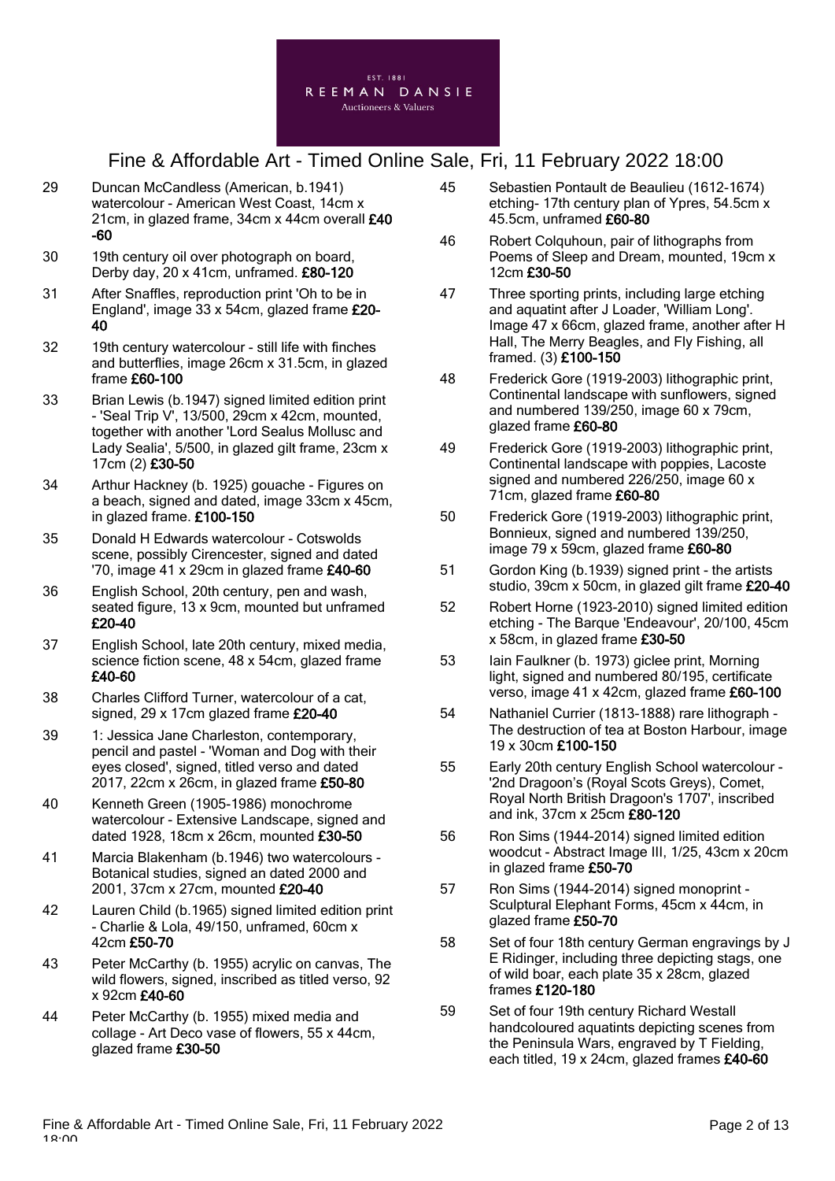# Fine & Affordable Art - Timed Online Sale, Fri, 11 February 2022 18:00

29 Duncan McCandless (American, b.1941) watercolour - American West Coast, 14cm x 21cm, in glazed frame, 34cm x 44cm overall **£40-60**

30 19th century oil over photograph on board, Derby day, 20 x 41cm, unframed. **£80-120**

31 After Snaffles, reproduction print 'Oh to be in England', image 33 x 54cm, glazed frame **£20-40**

32 19th century watercolour - still life with finches and butterflies, image 26cm x 31.5cm, in glazed frame **£60-100**

33 Brian Lewis (b.1947) signed limited edition print - 'Seal Trip V', 13/500, 29cm x 42cm, mounted, together with another 'Lord Sealus Mollusc and Lady Sealia', 5/500, in glazed gilt frame, 23cm x 17cm (2) **£30-50**

34 Arthur Hackney (b. 1925) gouache - Figures on a beach, signed and dated, image 33cm x 45cm, in glazed frame. **£100-150**

35 Donald H Edwards watercolour - Cotswolds scene, possibly Cirencester, signed and dated '70, image 41 x 29cm in glazed frame **£40-60**

36 English School, 20th century, pen and wash, seated figure, 13 x 9cm, mounted but unframed **£20-40**

37 English School, late 20th century, mixed media, science fiction scene, 48 x 54cm, glazed frame **£40-60**

38 Charles Clifford Turner, watercolour of a cat, signed, 29 x 17cm glazed frame **£20-40**

39 1: Jessica Jane Charleston, contemporary, pencil and pastel - 'Woman and Dog with their eyes closed', signed, titled verso and dated 2017, 22cm x 26cm, in glazed frame **£50-80**

40 Kenneth Green (1905-1986) monochrome watercolour - Extensive Landscape, signed and dated 1928, 18cm x 26cm, mounted **£30-50**

41 Marcia Blakenham (b.1946) two watercolours - Botanical studies, signed an dated 2000 and 2001, 37cm x 27cm, mounted **£20-40**

42 Lauren Child (b.1965) signed limited edition print - Charlie & Lola, 49/150, unframed, 60cm x 42cm **£50-70**

43 Peter McCarthy (b. 1955) acrylic on canvas, The wild flowers, signed, inscribed as titled verso, 92 x 92cm **£40-60**

44 Peter McCarthy (b. 1955) mixed media and collage - Art Deco vase of flowers, 55 x 44cm, glazed frame **£30-50**

45 Sebastien Pontault de Beaulieu (1612-1674) etching- 17th century plan of Ypres, 54.5cm x 45.5cm, unframed **£60-80**

46 Robert Colquhoun, pair of lithographs from Poems of Sleep and Dream, mounted, 19cm x 12cm **£30-50**

47 Three sporting prints, including large etching and aquatint after J Loader, 'William Long'. Image 47 x 66cm, glazed frame, another after H Hall, The Merry Beagles, and Fly Fishing, all framed. (3) **£100-150**

48 Frederick Gore (1919-2003) lithographic print, Continental landscape with sunflowers, signed and numbered 139/250, image 60 x 79cm, glazed frame **£60-80**

49 Frederick Gore (1919-2003) lithographic print, Continental landscape with poppies, Lacoste signed and numbered 226/250, image 60 x 71cm, glazed frame **£60-80**

50 Frederick Gore (1919-2003) lithographic print, Bonnieux, signed and numbered 139/250, image 79 x 59cm, glazed frame **£60-80**

51 Gordon King (b.1939) signed print - the artists studio, 39cm x 50cm, in glazed gilt frame **£20-40**

52 Robert Horne (1923-2010) signed limited edition etching - The Barque 'Endeavour', 20/100, 45cm x 58cm, in glazed frame **£30-50**

53 Iain Faulkner (b. 1973) giclee print, Morning light, signed and numbered 80/195, certificate verso, image 41 x 42cm, glazed frame **£60-100**

54 Nathaniel Currier (1813-1888) rare lithograph - The destruction of tea at Boston Harbour, image 19 x 30cm **£100-150**

55 Early 20th century English School watercolour - '2nd Dragoon's (Royal Scots Greys), Comet, Royal North British Dragoon's 1707', inscribed and ink, 37cm x 25cm **£80-120**

56 Ron Sims (1944-2014) signed limited edition woodcut - Abstract Image III, 1/25, 43cm x 20cm in glazed frame **£50-70**

57 Ron Sims (1944-2014) signed monoprint - Sculptural Elephant Forms, 45cm x 44cm, in glazed frame **£50-70**

58 Set of four 18th century German engravings by J E Ridinger, including three depicting stags, one of wild boar, each plate 35 x 28cm, glazed frames **£120-180**

59 Set of four 19th century Richard Westall handcoloured aquatints depicting scenes from the Peninsula Wars, engraved by T Fielding, each titled, 19 x 24cm, glazed frames **£40-60**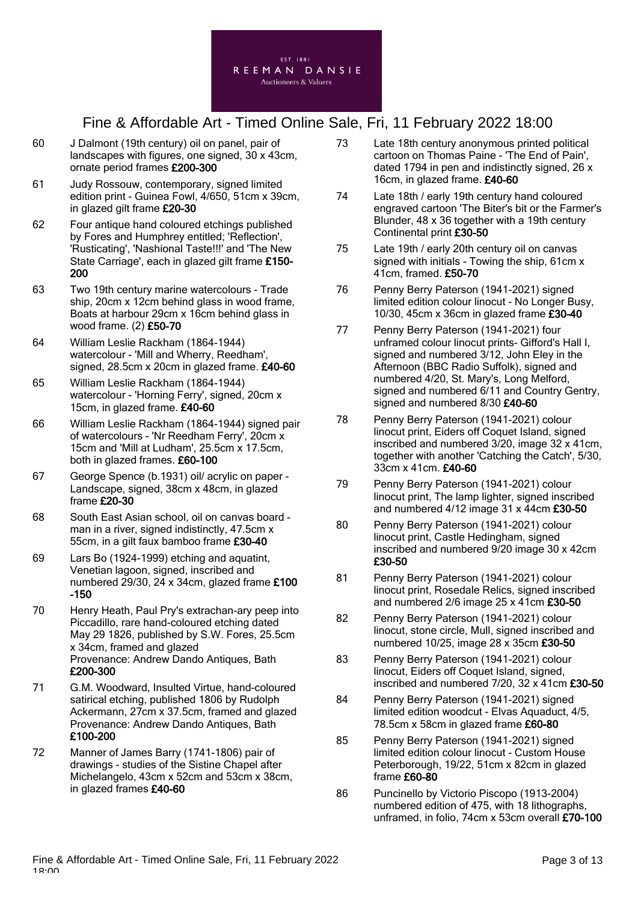# Fine & Affordable Art - Timed Online Sale, Fri, 11 February 2022 18:00

60 J Dalmont (19th century) oil on panel, pair of landscapes with figures, one signed, 30 x 43cm, ornate period frames **£200-300**

61 Judy Rossouw, contemporary, signed limited edition print - Guinea Fowl, 4/650, 51cm x 39cm, in glazed gilt frame **£20-30**

62 Four antique hand coloured etchings published by Fores and Humphrey entitled; 'Reflection', 'Rusticating', 'Nashional Taste!!!' and 'The New State Carriage', each in glazed gilt frame **£150-200**

63 Two 19th century marine watercolours - Trade ship, 20cm x 12cm behind glass in wood frame, Boats at harbour 29cm x 16cm behind glass in wood frame. (2) **£50-70**

64 William Leslie Rackham (1864-1944) watercolour - 'Mill and Wherry, Reedham', signed, 28.5cm x 20cm in glazed frame. **£40-60**

65 William Leslie Rackham (1864-1944) watercolour - 'Horning Ferry', signed, 20cm x 15cm, in glazed frame. **£40-60**

66 William Leslie Rackham (1864-1944) signed pair of watercolours - 'Nr Reedham Ferry', 20cm x 15cm and 'Mill at Ludham', 25.5cm x 17.5cm, both in glazed frames. **£60-100**

67 George Spence (b.1931) oil/ acrylic on paper - Landscape, signed, 38cm x 48cm, in glazed frame **£20-30**

68 South East Asian school, oil on canvas board - man in a river, signed indistinctly, 47.5cm x 55cm, in a gilt faux bamboo frame **£30-40**

69 Lars Bo (1924-1999) etching and aquatint, Venetian lagoon, signed, inscribed and numbered 29/30, 24 x 34cm, glazed frame **£100 -150**

70 Henry Heath, Paul Pry's extrachan-ary peep into Piccadillo, rare hand-coloured etching dated May 29 1826, published by S.W. Fores, 25.5cm x 34cm, framed and glazed
Provenance: Andrew Dando Antiques, Bath
**£200-300**

71 G.M. Woodward, Insulted Virtue, hand-coloured satirical etching, published 1806 by Rudolph Ackermann, 27cm x 37.5cm, framed and glazed
Provenance: Andrew Dando Antiques, Bath
**£100-200**

72 Manner of James Barry (1741-1806) pair of drawings - studies of the Sistine Chapel after Michelangelo, 43cm x 52cm and 53cm x 38cm, in glazed frames **£40-60**

73 Late 18th century anonymous printed political cartoon on Thomas Paine - 'The End of Pain', dated 1794 in pen and indistinctly signed, 26 x 16cm, in glazed frame. **£40-60**

74 Late 18th / early 19th century hand coloured engraved cartoon 'The Biter's bit or the Farmer's Blunder, 48 x 36 together with a 19th century Continental print **£30-50**

75 Late 19th / early 20th century oil on canvas signed with initials - Towing the ship, 61cm x 41cm, framed. **£50-70**

76 Penny Berry Paterson (1941-2021) signed limited edition colour linocut - No Longer Busy, 10/30, 45cm x 36cm in glazed frame **£30-40**

77 Penny Berry Paterson (1941-2021) four unframed colour linocut prints- Gifford's Hall I, signed and numbered 3/12, John Eley in the Afternoon (BBC Radio Suffolk), signed and numbered 4/20, St. Mary's, Long Melford, signed and numbered 6/11 and Country Gentry, signed and numbered 8/30 **£40-60**

78 Penny Berry Paterson (1941-2021) colour linocut print, Eiders off Coquet Island, signed inscribed and numbered 3/20, image 32 x 41cm, together with another 'Catching the Catch', 5/30, 33cm x 41cm. **£40-60**

79 Penny Berry Paterson (1941-2021) colour linocut print, The lamp lighter, signed inscribed and numbered 4/12 image 31 x 44cm **£30-50**

80 Penny Berry Paterson (1941-2021) colour linocut print, Castle Hedingham, signed inscribed and numbered 9/20 image 30 x 42cm **£30-50**

81 Penny Berry Paterson (1941-2021) colour linocut print, Rosedale Relics, signed inscribed and numbered 2/6 image 25 x 41cm **£30-50**

82 Penny Berry Paterson (1941-2021) colour linocut, stone circle, Mull, signed inscribed and numbered 10/25, image 28 x 35cm **£30-50**

83 Penny Berry Paterson (1941-2021) colour linocut, Eiders off Coquet Island, signed, inscribed and numbered 7/20, 32 x 41cm **£30-50**

84 Penny Berry Paterson (1941-2021) signed limited edition woodcut - Elvas Aquaduct, 4/5, 78.5cm x 58cm in glazed frame **£60-80**

85 Penny Berry Paterson (1941-2021) signed limited edition colour linocut - Custom House Peterborough, 19/22, 51cm x 82cm in glazed frame **£60-80**

86 Puncinello by Victorio Piscopo (1913-2004) numbered edition of 475, with 18 lithographs, unframed, in folio, 74cm x 53cm overall **£70-100**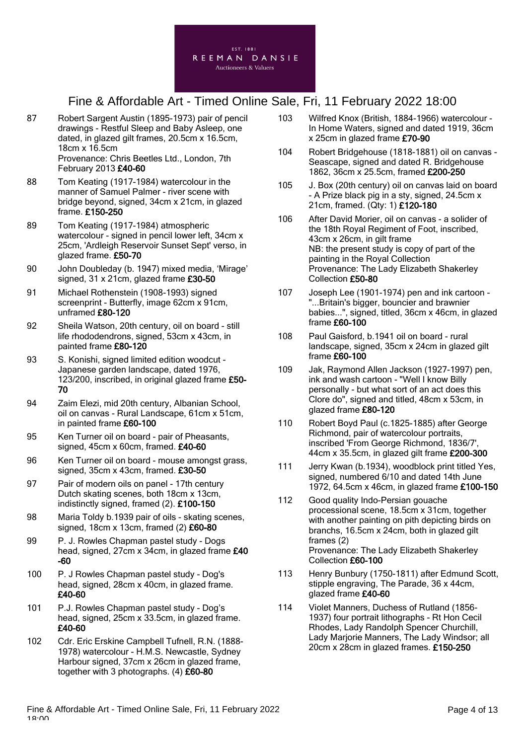# Fine & Affordable Art - Timed Online Sale, Fri, 11 February 2022 18:00

87 Robert Sargent Austin (1895-1973) pair of pencil drawings - Restful Sleep and Baby Asleep, one dated, in glazed gilt frames, 20.5cm x 16.5cm, 18cm x 16.5cm
Provenance: Chris Beetles Ltd., London, 7th February 2013 **£40-60**

88 Tom Keating (1917-1984) watercolour in the manner of Samuel Palmer - river scene with bridge beyond, signed, 34cm x 21cm, in glazed frame. **£150-250**

89 Tom Keating (1917-1984) atmospheric watercolour - signed in pencil lower left, 34cm x 25cm, 'Ardleigh Reservoir Sunset Sept' verso, in glazed frame. **£50-70**

90 John Doubleday (b. 1947) mixed media, 'Mirage' signed, 31 x 21cm, glazed frame **£30-50**

91 Michael Rothenstein (1908-1993) signed screenprint - Butterfly, image 62cm x 91cm, unframed **£80-120**

92 Sheila Watson, 20th century, oil on board - still life rhododendrons, signed, 53cm x 43cm, in painted frame **£80-120**

93 S. Konishi, signed limited edition woodcut - Japanese garden landscape, dated 1976, 123/200, inscribed, in original glazed frame **£50-70**

94 Zaim Elezi, mid 20th century, Albanian School, oil on canvas - Rural Landscape, 61cm x 51cm, in painted frame **£60-100**

95 Ken Turner oil on board - pair of Pheasants, signed, 45cm x 60cm, framed. **£40-60**

96 Ken Turner oil on board - mouse amongst grass, signed, 35cm x 43cm, framed. **£30-50**

97 Pair of modern oils on panel - 17th century Dutch skating scenes, both 18cm x 13cm, indistinctly signed, framed (2). **£100-150**

98 Maria Toldy b.1939 pair of oils - skating scenes, signed, 18cm x 13cm, framed (2) **£60-80**

99 P. J. Rowles Chapman pastel study - Dogs head, signed, 27cm x 34cm, in glazed frame **£40-60**

100 P. J Rowles Chapman pastel study - Dog's head, signed, 28cm x 40cm, in glazed frame. **£40-60**

101 P.J. Rowles Chapman pastel study - Dog's head, signed, 25cm x 33.5cm, in glazed frame. **£40-60**

102 Cdr. Eric Erskine Campbell Tufnell, R.N. (1888-1978) watercolour - H.M.S. Newcastle, Sydney Harbour signed, 37cm x 26cm in glazed frame, together with 3 photographs. (4) **£60-80**

103 Wilfred Knox (British, 1884-1966) watercolour - In Home Waters, signed and dated 1919, 36cm x 25cm in glazed frame **£70-90**

104 Robert Bridgehouse (1818-1881) oil on canvas - Seascape, signed and dated R. Bridgehouse 1862, 36cm x 25.5cm, framed **£200-250**

105 J. Box (20th century) oil on canvas laid on board - A Prize black pig in a sty, signed, 24.5cm x 21cm, framed. (Qty: 1) **£120-180**

106 After David Morier, oil on canvas - a solider of the 18th Royal Regiment of Foot, inscribed, 43cm x 26cm, in gilt frame
NB: the present study is copy of part of the painting in the Royal Collection
Provenance: The Lady Elizabeth Shakerley Collection **£50-80**

107 Joseph Lee (1901-1974) pen and ink cartoon - "...Britain's bigger, bouncier and brawnier babies...", signed, titled, 36cm x 46cm, in glazed frame **£60-100**

108 Paul Gaisford, b.1941 oil on board - rural landscape, signed, 35cm x 24cm in glazed gilt frame **£60-100**

109 Jak, Raymond Allen Jackson (1927-1997) pen, ink and wash cartoon - "Well I know Billy personally - but what sort of an act does this Clore do", signed and titled, 48cm x 53cm, in glazed frame **£80-120**

110 Robert Boyd Paul (c.1825-1885) after George Richmond, pair of watercolour portraits, inscribed 'From George Richmond, 1836/7', 44cm x 35.5cm, in glazed gilt frame **£200-300**

111 Jerry Kwan (b.1934), woodblock print titled Yes, signed, numbered 6/10 and dated 14th June 1972, 64.5cm x 46cm, in glazed frame **£100-150**

112 Good quality Indo-Persian gouache processional scene, 18.5cm x 31cm, together with another painting on pith depicting birds on branchs, 16.5cm x 24cm, both in glazed gilt frames (2)
Provenance: The Lady Elizabeth Shakerley Collection **£60-100**

113 Henry Bunbury (1750-1811) after Edmund Scott, stipple engraving, The Parade, 36 x 44cm, glazed frame **£40-60**

114 Violet Manners, Duchess of Rutland (1856-1937) four portrait lithographs - Rt Hon Cecil Rhodes, Lady Randolph Spencer Churchill, Lady Marjorie Manners, The Lady Windsor; all 20cm x 28cm in glazed frames. **£150-250**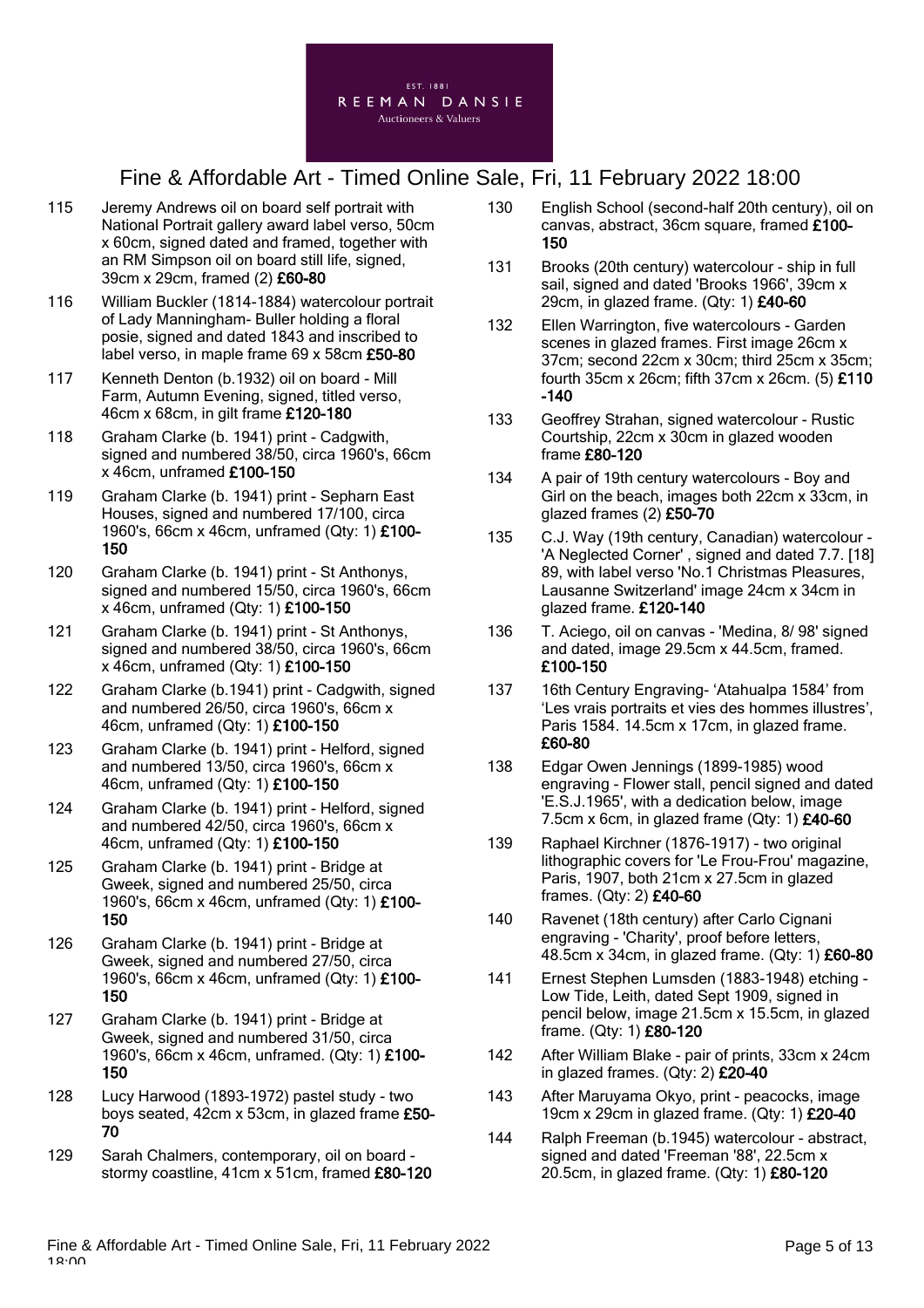EST. 1881
REEMAN DANSIE
Auctioneers & Valuers

# Fine & Affordable Art - Timed Online Sale, Fri, 11 February 2022 18:00

115 Jeremy Andrews oil on board self portrait with National Portrait gallery award label verso, 50cm x 60cm, signed dated and framed, together with an RM Simpson oil on board still life, signed, 39cm x 29cm, framed (2) **£60-80**

116 William Buckler (1814-1884) watercolour portrait of Lady Manningham- Buller holding a floral posie, signed and dated 1843 and inscribed to label verso, in maple frame 69 x 58cm **£50-80**

117 Kenneth Denton (b.1932) oil on board - Mill Farm, Autumn Evening, signed, titled verso, 46cm x 68cm, in gilt frame **£120-180**

118 Graham Clarke (b. 1941) print - Cadgwith, signed and numbered 38/50, circa 1960's, 66cm x 46cm, unframed **£100-150**

119 Graham Clarke (b. 1941) print - Sepharn East Houses, signed and numbered 17/100, circa 1960's, 66cm x 46cm, unframed (Qty: 1) **£100-150**

120 Graham Clarke (b. 1941) print - St Anthonys, signed and numbered 15/50, circa 1960's, 66cm x 46cm, unframed (Qty: 1) **£100-150**

121 Graham Clarke (b. 1941) print - St Anthonys, signed and numbered 38/50, circa 1960's, 66cm x 46cm, unframed (Qty: 1) **£100-150**

122 Graham Clarke (b.1941) print - Cadgwith, signed and numbered 26/50, circa 1960's, 66cm x 46cm, unframed (Qty: 1) **£100-150**

123 Graham Clarke (b. 1941) print - Helford, signed and numbered 13/50, circa 1960's, 66cm x 46cm, unframed (Qty: 1) **£100-150**

124 Graham Clarke (b. 1941) print - Helford, signed and numbered 42/50, circa 1960's, 66cm x 46cm, unframed (Qty: 1) **£100-150**

125 Graham Clarke (b. 1941) print - Bridge at Gweek, signed and numbered 25/50, circa 1960's, 66cm x 46cm, unframed (Qty: 1) **£100-150**

126 Graham Clarke (b. 1941) print - Bridge at Gweek, signed and numbered 27/50, circa 1960's, 66cm x 46cm, unframed (Qty: 1) **£100-150**

127 Graham Clarke (b. 1941) print - Bridge at Gweek, signed and numbered 31/50, circa 1960's, 66cm x 46cm, unframed. (Qty: 1) **£100-150**

128 Lucy Harwood (1893-1972) pastel study - two boys seated, 42cm x 53cm, in glazed frame **£50-70**

129 Sarah Chalmers, contemporary, oil on board - stormy coastline, 41cm x 51cm, framed **£80-120**

130 English School (second-half 20th century), oil on canvas, abstract, 36cm square, framed **£100-150**

131 Brooks (20th century) watercolour - ship in full sail, signed and dated 'Brooks 1966', 39cm x 29cm, in glazed frame. (Qty: 1) **£40-60**

132 Ellen Warrington, five watercolours - Garden scenes in glazed frames. First image 26cm x 37cm; second 22cm x 30cm; third 25cm x 35cm; fourth 35cm x 26cm; fifth 37cm x 26cm. (5) **£110-140**

133 Geoffrey Strahan, signed watercolour - Rustic Courtship, 22cm x 30cm in glazed wooden frame **£80-120**

134 A pair of 19th century watercolours - Boy and Girl on the beach, images both 22cm x 33cm, in glazed frames (2) **£50-70**

135 C.J. Way (19th century, Canadian) watercolour - 'A Neglected Corner' , signed and dated 7.7. [18] 89, with label verso 'No.1 Christmas Pleasures, Lausanne Switzerland' image 24cm x 34cm in glazed frame. **£120-140**

136 T. Aciego, oil on canvas - 'Medina, 8/ 98' signed and dated, image 29.5cm x 44.5cm, framed. **£100-150**

137 16th Century Engraving- 'Atahualpa 1584' from 'Les vrais portraits et vies des hommes illustres', Paris 1584. 14.5cm x 17cm, in glazed frame. **£60-80**

138 Edgar Owen Jennings (1899-1985) wood engraving - Flower stall, pencil signed and dated 'E.S.J.1965', with a dedication below, image 7.5cm x 6cm, in glazed frame (Qty: 1) **£40-60**

139 Raphael Kirchner (1876-1917) - two original lithographic covers for 'Le Frou-Frou' magazine, Paris, 1907, both 21cm x 27.5cm in glazed frames. (Qty: 2) **£40-60**

140 Ravenet (18th century) after Carlo Cignani engraving - 'Charity', proof before letters, 48.5cm x 34cm, in glazed frame. (Qty: 1) **£60-80**

141 Ernest Stephen Lumsden (1883-1948) etching - Low Tide, Leith, dated Sept 1909, signed in pencil below, image 21.5cm x 15.5cm, in glazed frame. (Qty: 1) **£80-120**

142 After William Blake - pair of prints, 33cm x 24cm in glazed frames. (Qty: 2) **£20-40**

143 After Maruyama Okyo, print - peacocks, image 19cm x 29cm in glazed frame. (Qty: 1) **£20-40**

144 Ralph Freeman (b.1945) watercolour - abstract, signed and dated 'Freeman '88', 22.5cm x 20.5cm, in glazed frame. (Qty: 1) **£80-120**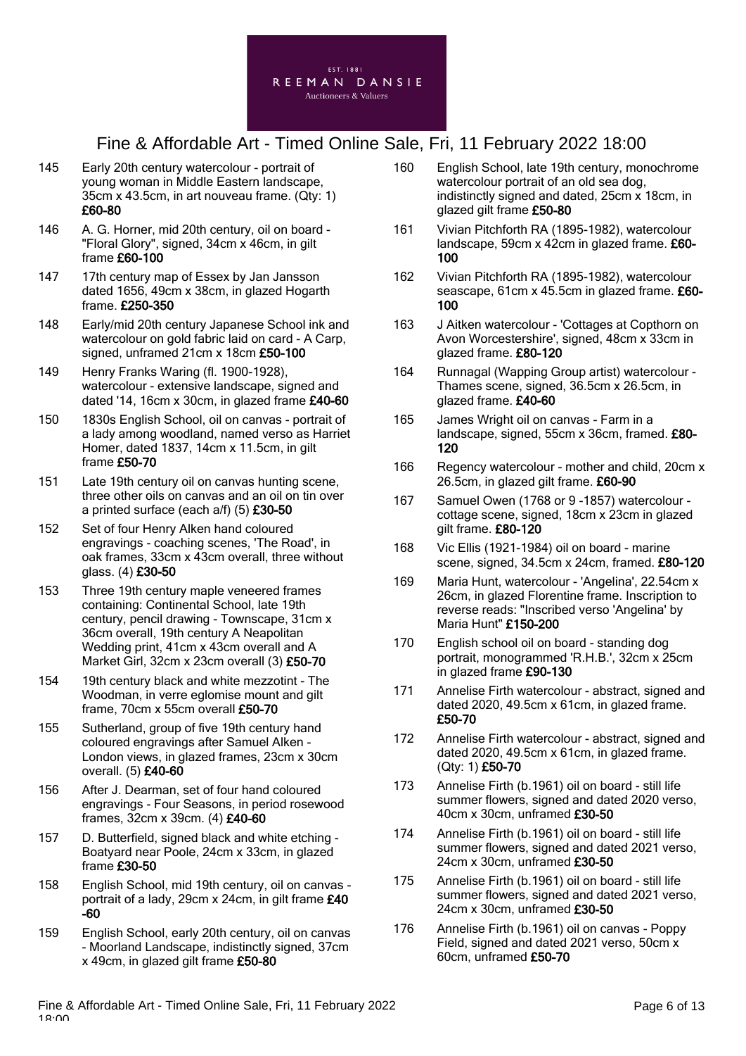EST. 1881
REEMAN DANSIE
Auctioneers & Valuers

# Fine & Affordable Art - Timed Online Sale, Fri, 11 February 2022 18:00

145 Early 20th century watercolour - portrait of young woman in Middle Eastern landscape, 35cm x 43.5cm, in art nouveau frame. (Qty: 1) **£60-80**

146 A. G. Horner, mid 20th century, oil on board - "Floral Glory", signed, 34cm x 46cm, in gilt frame **£60-100**

147 17th century map of Essex by Jan Jansson dated 1656, 49cm x 38cm, in glazed Hogarth frame. **£250-350**

148 Early/mid 20th century Japanese School ink and watercolour on gold fabric laid on card - A Carp, signed, unframed 21cm x 18cm **£50-100**

149 Henry Franks Waring (fl. 1900-1928), watercolour - extensive landscape, signed and dated '14, 16cm x 30cm, in glazed frame **£40-60**

150 1830s English School, oil on canvas - portrait of a lady among woodland, named verso as Harriet Homer, dated 1837, 14cm x 11.5cm, in gilt frame **£50-70**

151 Late 19th century oil on canvas hunting scene, three other oils on canvas and an oil on tin over a printed surface (each a/f) (5) **£30-50**

152 Set of four Henry Alken hand coloured engravings - coaching scenes, 'The Road', in oak frames, 33cm x 43cm overall, three without glass. (4) **£30-50**

153 Three 19th century maple veneered frames containing: Continental School, late 19th century, pencil drawing - Townscape, 31cm x 36cm overall, 19th century A Neapolitan Wedding print, 41cm x 43cm overall and A Market Girl, 32cm x 23cm overall (3) **£50-70**

154 19th century black and white mezzotint - The Woodman, in verre eglomise mount and gilt frame, 70cm x 55cm overall **£50-70**

155 Sutherland, group of five 19th century hand coloured engravings after Samuel Alken - London views, in glazed frames, 23cm x 30cm overall. (5) **£40-60**

156 After J. Dearman, set of four hand coloured engravings - Four Seasons, in period rosewood frames, 32cm x 39cm. (4) **£40-60**

157 D. Butterfield, signed black and white etching - Boatyard near Poole, 24cm x 33cm, in glazed frame **£30-50**

158 English School, mid 19th century, oil on canvas - portrait of a lady, 29cm x 24cm, in gilt frame **£40-60**

159 English School, early 20th century, oil on canvas - Moorland Landscape, indistinctly signed, 37cm x 49cm, in glazed gilt frame **£50-80**

160 English School, late 19th century, monochrome watercolour portrait of an old sea dog, indistinctly signed and dated, 25cm x 18cm, in glazed gilt frame **£50-80**

161 Vivian Pitchforth RA (1895-1982), watercolour landscape, 59cm x 42cm in glazed frame. **£60-100**

162 Vivian Pitchforth RA (1895-1982), watercolour seascape, 61cm x 45.5cm in glazed frame. **£60-100**

163 J Aitken watercolour - 'Cottages at Copthorn on Avon Worcestershire', signed, 48cm x 33cm in glazed frame. **£80-120**

164 Runnagal (Wapping Group artist) watercolour - Thames scene, signed, 36.5cm x 26.5cm, in glazed frame. **£40-60**

165 James Wright oil on canvas - Farm in a landscape, signed, 55cm x 36cm, framed. **£80-120**

166 Regency watercolour - mother and child, 20cm x 26.5cm, in glazed gilt frame. **£60-90**

167 Samuel Owen (1768 or 9 -1857) watercolour - cottage scene, signed, 18cm x 23cm in glazed gilt frame. **£80-120**

168 Vic Ellis (1921-1984) oil on board - marine scene, signed, 34.5cm x 24cm, framed. **£80-120**

169 Maria Hunt, watercolour - 'Angelina', 22.54cm x 26cm, in glazed Florentine frame. Inscription to reverse reads: "Inscribed verso 'Angelina' by Maria Hunt" **£150-200**

170 English school oil on board - standing dog portrait, monogrammed 'R.H.B.', 32cm x 25cm in glazed frame **£90-130**

171 Annelise Firth watercolour - abstract, signed and dated 2020, 49.5cm x 61cm, in glazed frame. **£50-70**

172 Annelise Firth watercolour - abstract, signed and dated 2020, 49.5cm x 61cm, in glazed frame. (Qty: 1) **£50-70**

173 Annelise Firth (b.1961) oil on board - still life summer flowers, signed and dated 2020 verso, 40cm x 30cm, unframed **£30-50**

174 Annelise Firth (b.1961) oil on board - still life summer flowers, signed and dated 2021 verso, 24cm x 30cm, unframed **£30-50**

175 Annelise Firth (b.1961) oil on board - still life summer flowers, signed and dated 2021 verso, 24cm x 30cm, unframed **£30-50**

176 Annelise Firth (b.1961) oil on canvas - Poppy Field, signed and dated 2021 verso, 50cm x 60cm, unframed **£50-70**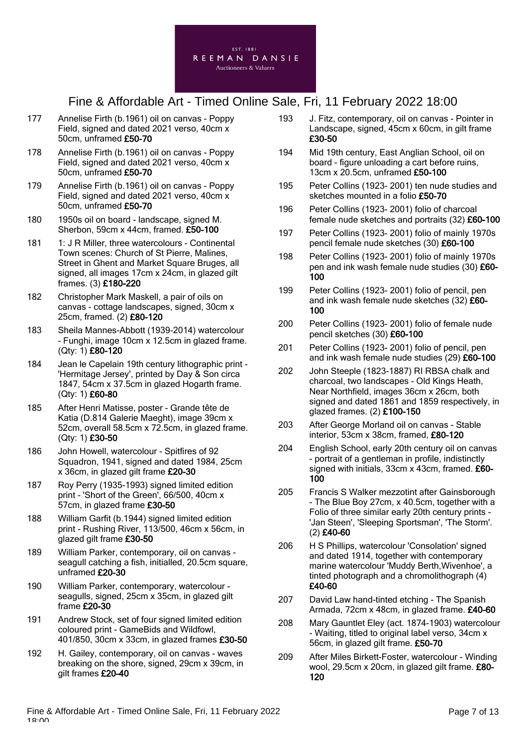# Fine & Affordable Art - Timed Online Sale, Fri, 11 February 2022 18:00

177 Annelise Firth (b.1961) oil on canvas - Poppy Field, signed and dated 2021 verso, 40cm x 50cm, unframed **£50-70**

178 Annelise Firth (b.1961) oil on canvas - Poppy Field, signed and dated 2021 verso, 40cm x 50cm, unframed **£50-70**

179 Annelise Firth (b.1961) oil on canvas - Poppy Field, signed and dated 2021 verso, 40cm x 50cm, unframed **£50-70**

180 1950s oil on board - landscape, signed M. Sherbon, 59cm x 44cm, framed. **£50-100**

181 1: J R Miller, three watercolours - Continental Town scenes: Church of St Pierre, Malines, Street in Ghent and Market Square Bruges, all signed, all images 17cm x 24cm, in glazed gilt frames. (3) **£180-220**

182 Christopher Mark Maskell, a pair of oils on canvas - cottage landscapes, signed, 30cm x 25cm, framed. (2) **£80-120**

183 Sheila Mannes-Abbott (1939-2014) watercolour - Funghi, image 10cm x 12.5cm in glazed frame. (Qty: 1) **£80-120**

184 Jean le Capelain 19th century lithographic print - 'Hermitage Jersey', printed by Day & Son circa 1847, 54cm x 37.5cm in glazed Hogarth frame. (Qty: 1) **£60-80**

185 After Henri Matisse, poster - Grande tête de Katia (D.814 Galerie Maeght), image 39cm x 52cm, overall 58.5cm x 72.5cm, in glazed frame. (Qty: 1) **£30-50**

186 John Howell, watercolour - Spitfires of 92 Squadron, 1941, signed and dated 1984, 25cm x 36cm, in glazed gilt frame **£20-30**

187 Roy Perry (1935-1993) signed limited edition print - 'Short of the Green', 66/500, 40cm x 57cm, in glazed frame **£30-50**

188 William Garfit (b.1944) signed limited edition print - Rushing River, 113/500, 46cm x 56cm, in glazed gilt frame **£30-50**

189 William Parker, contemporary, oil on canvas - seagull catching a fish, initialled, 20.5cm square, unframed **£20-30**

190 William Parker, contemporary, watercolour - seagulls, signed, 25cm x 35cm, in glazed gilt frame **£20-30**

191 Andrew Stock, set of four signed limited edition coloured print - GameBids and Wildfowl, 401/850, 30cm x 33cm, in glazed frames **£30-50**

192 H. Gailey, contemporary, oil on canvas - waves breaking on the shore, signed, 29cm x 39cm, in gilt frames **£20-40**

193 J. Fitz, contemporary, oil on canvas - Pointer in Landscape, signed, 45cm x 60cm, in gilt frame **£30-50**

194 Mid 19th century, East Anglian School, oil on board - figure unloading a cart before ruins, 13cm x 20.5cm, unframed **£50-100**

195 Peter Collins (1923- 2001) ten nude studies and sketches mounted in a folio **£50-70**

196 Peter Collins (1923- 2001) folio of charcoal female nude sketches and portraits (32) **£60-100**

197 Peter Collins (1923- 2001) folio of mainly 1970s pencil female nude sketches (30) **£60-100**

198 Peter Collins (1923- 2001) folio of mainly 1970s pen and ink wash female nude studies (30) **£60-100**

199 Peter Collins (1923- 2001) folio of pencil, pen and ink wash female nude sketches (32) **£60-100**

200 Peter Collins (1923- 2001) folio of female nude pencil sketches (30) **£60-100**

201 Peter Collins (1923- 2001) folio of pencil, pen and ink wash female nude studies (29) **£60-100**

202 John Steeple (1823-1887) RI RBSA chalk and charcoal, two landscapes - Old Kings Heath, Near Northfield, images 36cm x 26cm, both signed and dated 1861 and 1859 respectively, in glazed frames. (2) **£100-150**

203 After George Morland oil on canvas - Stable interior, 53cm x 38cm, framed, **£80-120**

204 English School, early 20th century oil on canvas - portrait of a gentleman in profile, indistinctly signed with initials, 33cm x 43cm, framed. **£60-100**

205 Francis S Walker mezzotint after Gainsborough - The Blue Boy 27cm, x 40.5cm, together with a Folio of three similar early 20th century prints - 'Jan Steen', 'Sleeping Sportsman', 'The Storm'. (2) **£40-60**

206 H S Phillips, watercolour 'Consolation' signed and dated 1914, together with contemporary marine watercolour 'Muddy Berth,Wivenhoe', a tinted photograph and a chromolithograph (4) **£40-60**

207 David Law hand-tinted etching - The Spanish Armada, 72cm x 48cm, in glazed frame. **£40-60**

208 Mary Gauntlet Eley (act. 1874-1903) watercolour - Waiting, titled to original label verso, 34cm x 56cm, in glazed gilt frame. **£50-70**

209 After Miles Birkett-Foster, watercolour - Winding wool, 29.5cm x 20cm, in glazed gilt frame. **£80-120**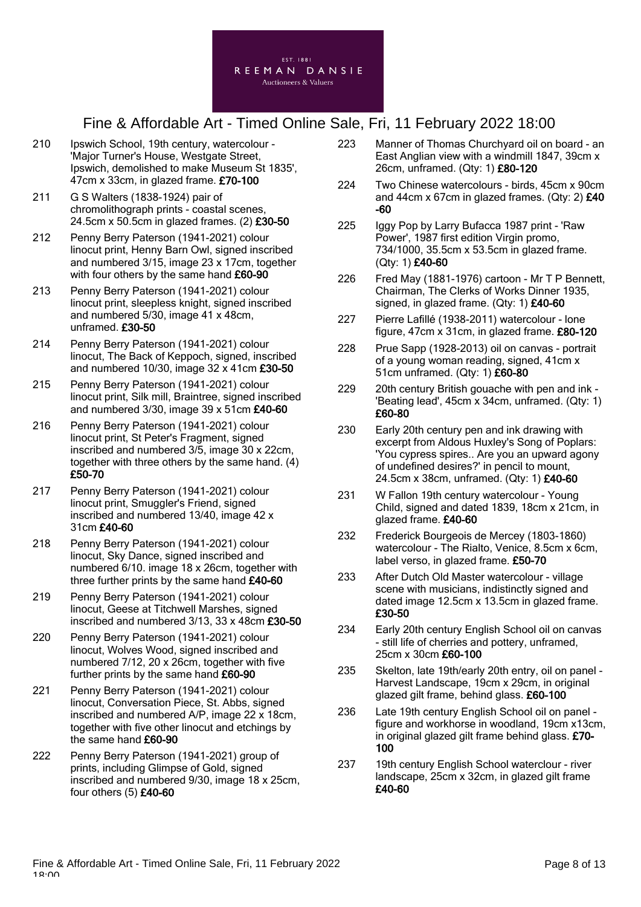# Fine & Affordable Art - Timed Online Sale, Fri, 11 February 2022 18:00

210 Ipswich School, 19th century, watercolour - 'Major Turner's House, Westgate Street, Ipswich, demolished to make Museum St 1835', 47cm x 33cm, in glazed frame. **£70-100**

211 G S Walters (1838-1924) pair of chromolithograph prints - coastal scenes, 24.5cm x 50.5cm in glazed frames. (2) **£30-50**

212 Penny Berry Paterson (1941-2021) colour linocut print, Henny Barn Owl, signed inscribed and numbered 3/15, image 23 x 17cm, together with four others by the same hand **£60-90**

213 Penny Berry Paterson (1941-2021) colour linocut print, sleepless knight, signed inscribed and numbered 5/30, image 41 x 48cm, unframed. **£30-50**

214 Penny Berry Paterson (1941-2021) colour linocut, The Back of Keppoch, signed, inscribed and numbered 10/30, image 32 x 41cm **£30-50**

215 Penny Berry Paterson (1941-2021) colour linocut print, Silk mill, Braintree, signed inscribed and numbered 3/30, image 39 x 51cm **£40-60**

216 Penny Berry Paterson (1941-2021) colour linocut print, St Peter's Fragment, signed inscribed and numbered 3/5, image 30 x 22cm, together with three others by the same hand. (4) **£50-70**

217 Penny Berry Paterson (1941-2021) colour linocut print, Smuggler's Friend, signed inscribed and numbered 13/40, image 42 x 31cm **£40-60**

218 Penny Berry Paterson (1941-2021) colour linocut, Sky Dance, signed inscribed and numbered 6/10. image 18 x 26cm, together with three further prints by the same hand **£40-60**

219 Penny Berry Paterson (1941-2021) colour linocut, Geese at Titchwell Marshes, signed inscribed and numbered 3/13, 33 x 48cm **£30-50**

220 Penny Berry Paterson (1941-2021) colour linocut, Wolves Wood, signed inscribed and numbered 7/12, 20 x 26cm, together with five further prints by the same hand **£60-90**

221 Penny Berry Paterson (1941-2021) colour linocut, Conversation Piece, St. Abbs, signed inscribed and numbered A/P, image 22 x 18cm, together with five other linocut and etchings by the same hand **£60-90**

222 Penny Berry Paterson (1941-2021) group of prints, including Glimpse of Gold, signed inscribed and numbered 9/30, image 18 x 25cm, four others (5) **£40-60**

223 Manner of Thomas Churchyard oil on board - an East Anglian view with a windmill 1847, 39cm x 26cm, unframed. (Qty: 1) **£80-120**

224 Two Chinese watercolours - birds, 45cm x 90cm and 44cm x 67cm in glazed frames. (Qty: 2) **£40-60**

225 Iggy Pop by Larry Bufacca 1987 print - 'Raw Power', 1987 first edition Virgin promo, 734/1000, 35.5cm x 53.5cm in glazed frame. (Qty: 1) **£40-60**

226 Fred May (1881-1976) cartoon - Mr T P Bennett, Chairman, The Clerks of Works Dinner 1935, signed, in glazed frame. (Qty: 1) **£40-60**

227 Pierre Lafillé (1938-2011) watercolour - lone figure, 47cm x 31cm, in glazed frame. **£80-120**

228 Prue Sapp (1928-2013) oil on canvas - portrait of a young woman reading, signed, 41cm x 51cm unframed. (Qty: 1) **£60-80**

229 20th century British gouache with pen and ink - 'Beating lead', 45cm x 34cm, unframed. (Qty: 1) **£60-80**

230 Early 20th century pen and ink drawing with excerpt from Aldous Huxley's Song of Poplars: 'You cypress spires.. Are you an upward agony of undefined desires?' in pencil to mount, 24.5cm x 38cm, unframed. (Qty: 1) **£40-60**

231 W Fallon 19th century watercolour - Young Child, signed and dated 1839, 18cm x 21cm, in glazed frame. **£40-60**

232 Frederick Bourgeois de Mercey (1803-1860) watercolour - The Rialto, Venice, 8.5cm x 6cm, label verso, in glazed frame. **£50-70**

233 After Dutch Old Master watercolour - village scene with musicians, indistinctly signed and dated image 12.5cm x 13.5cm in glazed frame. **£30-50**

234 Early 20th century English School oil on canvas - still life of cherries and pottery, unframed, 25cm x 30cm **£60-100**

235 Skelton, late 19th/early 20th entry, oil on panel - Harvest Landscape, 19cm x 29cm, in original glazed gilt frame, behind glass. **£60-100**

236 Late 19th century English School oil on panel - figure and workhorse in woodland, 19cm x13cm, in original glazed gilt frame behind glass. **£70-100**

237 19th century English School waterclour - river landscape, 25cm x 32cm, in glazed gilt frame **£40-60**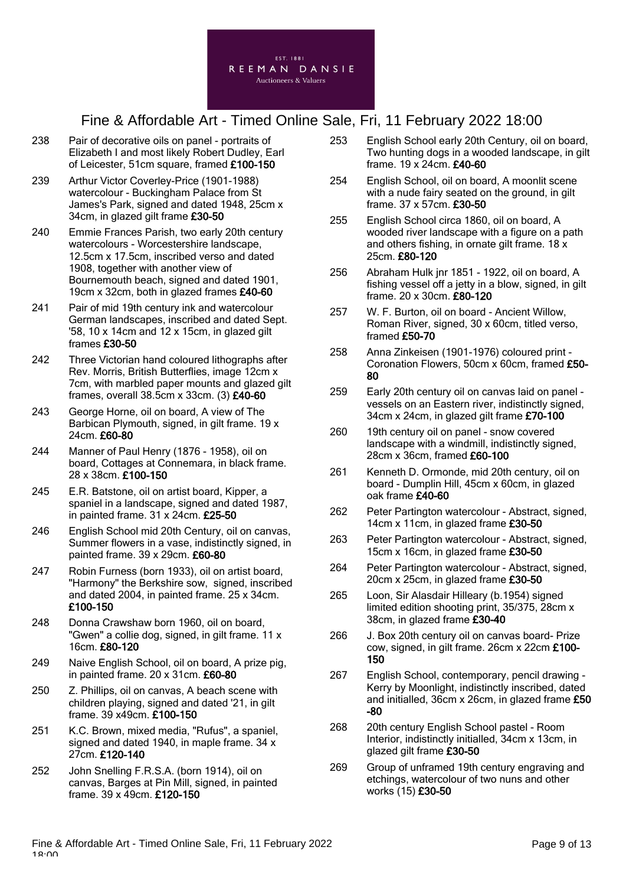# Fine & Affordable Art - Timed Online Sale, Fri, 11 February 2022 18:00

238 Pair of decorative oils on panel - portraits of Elizabeth I and most likely Robert Dudley, Earl of Leicester, 51cm square, framed **£100-150**

239 Arthur Victor Coverley-Price (1901-1988) watercolour - Buckingham Palace from St James's Park, signed and dated 1948, 25cm x 34cm, in glazed gilt frame **£30-50**

240 Emmie Frances Parish, two early 20th century watercolours - Worcestershire landscape, 12.5cm x 17.5cm, inscribed verso and dated 1908, together with another view of Bournemouth beach, signed and dated 1901, 19cm x 32cm, both in glazed frames **£40-60**

241 Pair of mid 19th century ink and watercolour German landscapes, inscribed and dated Sept. '58, 10 x 14cm and 12 x 15cm, in glazed gilt frames **£30-50**

242 Three Victorian hand coloured lithographs after Rev. Morris, British Butterflies, image 12cm x 7cm, with marbled paper mounts and glazed gilt frames, overall 38.5cm x 33cm. (3) **£40-60**

243 George Horne, oil on board, A view of The Barbican Plymouth, signed, in gilt frame. 19 x 24cm. **£60-80**

244 Manner of Paul Henry (1876 - 1958), oil on board, Cottages at Connemara, in black frame. 28 x 38cm. **£100-150**

245 E.R. Batstone, oil on artist board, Kipper, a spaniel in a landscape, signed and dated 1987, in painted frame. 31 x 24cm. **£25-50**

246 English School mid 20th Century, oil on canvas, Summer flowers in a vase, indistinctly signed, in painted frame. 39 x 29cm. **£60-80**

247 Robin Furness (born 1933), oil on artist board, "Harmony" the Berkshire sow, signed, inscribed and dated 2004, in painted frame. 25 x 34cm. **£100-150**

248 Donna Crawshaw born 1960, oil on board, "Gwen" a collie dog, signed, in gilt frame. 11 x 16cm. **£80-120**

249 Naive English School, oil on board, A prize pig, in painted frame. 20 x 31cm. **£60-80**

250 Z. Phillips, oil on canvas, A beach scene with children playing, signed and dated '21, in gilt frame. 39 x49cm. **£100-150**

251 K.C. Brown, mixed media, "Rufus", a spaniel, signed and dated 1940, in maple frame. 34 x 27cm. **£120-140**

252 John Snelling F.R.S.A. (born 1914), oil on canvas, Barges at Pin Mill, signed, in painted frame. 39 x 49cm. **£120-150**

253 English School early 20th Century, oil on board, Two hunting dogs in a wooded landscape, in gilt frame. 19 x 24cm. **£40-60**

254 English School, oil on board, A moonlit scene with a nude fairy seated on the ground, in gilt frame. 37 x 57cm. **£30-50**

255 English School circa 1860, oil on board, A wooded river landscape with a figure on a path and others fishing, in ornate gilt frame. 18 x 25cm. **£80-120**

256 Abraham Hulk jnr 1851 - 1922, oil on board, A fishing vessel off a jetty in a blow, signed, in gilt frame. 20 x 30cm. **£80-120**

257 W. F. Burton, oil on board - Ancient Willow, Roman River, signed, 30 x 60cm, titled verso, framed **£50-70**

258 Anna Zinkeisen (1901-1976) coloured print - Coronation Flowers, 50cm x 60cm, framed **£50-80**

259 Early 20th century oil on canvas laid on panel - vessels on an Eastern river, indistinctly signed, 34cm x 24cm, in glazed gilt frame **£70-100**

260 19th century oil on panel - snow covered landscape with a windmill, indistinctly signed, 28cm x 36cm, framed **£60-100**

261 Kenneth D. Ormonde, mid 20th century, oil on board - Dumplin Hill, 45cm x 60cm, in glazed oak frame **£40-60**

262 Peter Partington watercolour - Abstract, signed, 14cm x 11cm, in glazed frame **£30-50**

263 Peter Partington watercolour - Abstract, signed, 15cm x 16cm, in glazed frame **£30-50**

264 Peter Partington watercolour - Abstract, signed, 20cm x 25cm, in glazed frame **£30-50**

265 Loon, Sir Alasdair Hilleary (b.1954) signed limited edition shooting print, 35/375, 28cm x 38cm, in glazed frame **£30-40**

266 J. Box 20th century oil on canvas board- Prize cow, signed, in gilt frame. 26cm x 22cm **£100-150**

267 English School, contemporary, pencil drawing - Kerry by Moonlight, indistinctly inscribed, dated and initialled, 36cm x 26cm, in glazed frame **£50-80**

268 20th century English School pastel - Room Interior, indistinctly initialled, 34cm x 13cm, in glazed gilt frame **£30-50**

269 Group of unframed 19th century engraving and etchings, watercolour of two nuns and other works (15) **£30-50**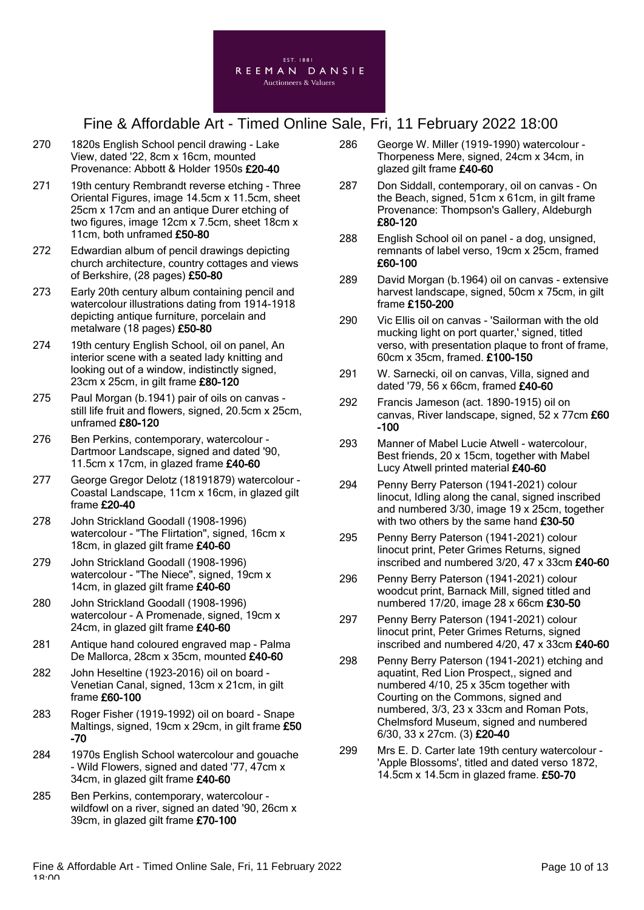# Fine & Affordable Art - Timed Online Sale, Fri, 11 February 2022 18:00

270 1820s English School pencil drawing - Lake View, dated '22, 8cm x 16cm, mounted Provenance: Abbott & Holder 1950s **£20-40**

271 19th century Rembrandt reverse etching - Three Oriental Figures, image 14.5cm x 11.5cm, sheet 25cm x 17cm and an antique Durer etching of two figures, image 12cm x 7.5cm, sheet 18cm x 11cm, both unframed **£50-80**

272 Edwardian album of pencil drawings depicting church architecture, country cottages and views of Berkshire, (28 pages) **£50-80**

273 Early 20th century album containing pencil and watercolour illustrations dating from 1914-1918 depicting antique furniture, porcelain and metalware (18 pages) **£50-80**

274 19th century English School, oil on panel, An interior scene with a seated lady knitting and looking out of a window, indistinctly signed, 23cm x 25cm, in gilt frame **£80-120**

275 Paul Morgan (b.1941) pair of oils on canvas - still life fruit and flowers, signed, 20.5cm x 25cm, unframed **£80-120**

276 Ben Perkins, contemporary, watercolour - Dartmoor Landscape, signed and dated '90, 11.5cm x 17cm, in glazed frame **£40-60**

277 George Gregor Delotz (18191879) watercolour - Coastal Landscape, 11cm x 16cm, in glazed gilt frame **£20-40**

278 John Strickland Goodall (1908-1996) watercolour - "The Flirtation", signed, 16cm x 18cm, in glazed gilt frame **£40-60**

279 John Strickland Goodall (1908-1996) watercolour - "The Niece", signed, 19cm x 14cm, in glazed gilt frame **£40-60**

280 John Strickland Goodall (1908-1996) watercolour - A Promenade, signed, 19cm x 24cm, in glazed gilt frame **£40-60**

281 Antique hand coloured engraved map - Palma De Mallorca, 28cm x 35cm, mounted **£40-60**

282 John Heseltine (1923-2016) oil on board - Venetian Canal, signed, 13cm x 21cm, in gilt frame **£60-100**

283 Roger Fisher (1919-1992) oil on board - Snape Maltings, signed, 19cm x 29cm, in gilt frame **£50-70**

284 1970s English School watercolour and gouache - Wild Flowers, signed and dated '77, 47cm x 34cm, in glazed gilt frame **£40-60**

285 Ben Perkins, contemporary, watercolour - wildfowl on a river, signed an dated '90, 26cm x 39cm, in glazed gilt frame **£70-100**

286 George W. Miller (1919-1990) watercolour - Thorpeness Mere, signed, 24cm x 34cm, in glazed gilt frame **£40-60**

287 Don Siddall, contemporary, oil on canvas - On the Beach, signed, 51cm x 61cm, in gilt frame Provenance: Thompson's Gallery, Aldeburgh **£80-120**

288 English School oil on panel - a dog, unsigned, remnants of label verso, 19cm x 25cm, framed **£60-100**

289 David Morgan (b.1964) oil on canvas - extensive harvest landscape, signed, 50cm x 75cm, in gilt frame **£150-200**

290 Vic Ellis oil on canvas - 'Sailorman with the old mucking light on port quarter,' signed, titled verso, with presentation plaque to front of frame, 60cm x 35cm, framed. **£100-150**

291 W. Sarnecki, oil on canvas, Villa, signed and dated '79, 56 x 66cm, framed **£40-60**

292 Francis Jameson (act. 1890-1915) oil on canvas, River landscape, signed, 52 x 77cm **£60-100**

293 Manner of Mabel Lucie Atwell - watercolour, Best friends, 20 x 15cm, together with Mabel Lucy Atwell printed material **£40-60**

294 Penny Berry Paterson (1941-2021) colour linocut, Idling along the canal, signed inscribed and numbered 3/30, image 19 x 25cm, together with two others by the same hand **£30-50**

295 Penny Berry Paterson (1941-2021) colour linocut print, Peter Grimes Returns, signed inscribed and numbered 3/20, 47 x 33cm **£40-60**

296 Penny Berry Paterson (1941-2021) colour woodcut print, Barnack Mill, signed titled and numbered 17/20, image 28 x 66cm **£30-50**

297 Penny Berry Paterson (1941-2021) colour linocut print, Peter Grimes Returns, signed inscribed and numbered 4/20, 47 x 33cm **£40-60**

298 Penny Berry Paterson (1941-2021) etching and aquatint, Red Lion Prospect,, signed and numbered 4/10, 25 x 35cm together with Courting on the Commons, signed and numbered, 3/3, 23 x 33cm and Roman Pots, Chelmsford Museum, signed and numbered 6/30, 33 x 27cm. (3) **£20-40**

299 Mrs E. D. Carter late 19th century watercolour - 'Apple Blossoms', titled and dated verso 1872, 14.5cm x 14.5cm in glazed frame. **£50-70**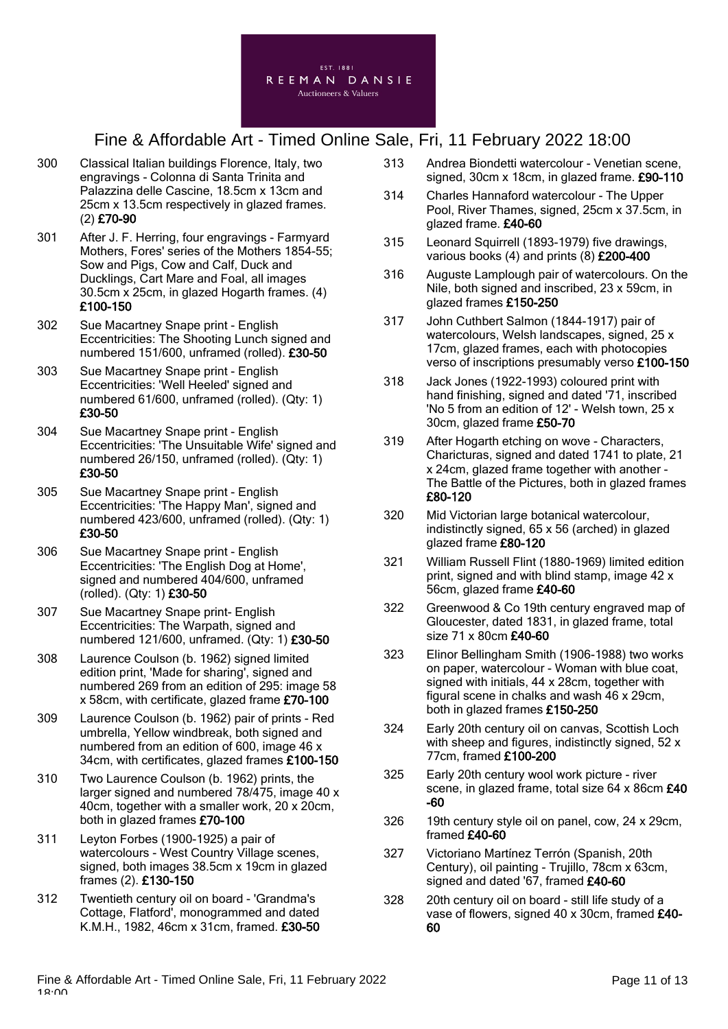# Fine & Affordable Art - Timed Online Sale, Fri, 11 February 2022 18:00

300 Classical Italian buildings Florence, Italy, two engravings - Colonna di Santa Trinita and Palazzina delle Cascine, 18.5cm x 13cm and 25cm x 13.5cm respectively in glazed frames. (2) **£70-90**

301 After J. F. Herring, four engravings - Farmyard Mothers, Fores' series of the Mothers 1854-55; Sow and Pigs, Cow and Calf, Duck and Ducklings, Cart Mare and Foal, all images 30.5cm x 25cm, in glazed Hogarth frames. (4) **£100-150**

302 Sue Macartney Snape print - English Eccentricities: The Shooting Lunch signed and numbered 151/600, unframed (rolled). **£30-50**

303 Sue Macartney Snape print - English Eccentricities: 'Well Heeled' signed and numbered 61/600, unframed (rolled). (Qty: 1) **£30-50**

304 Sue Macartney Snape print - English Eccentricities: 'The Unsuitable Wife' signed and numbered 26/150, unframed (rolled). (Qty: 1) **£30-50**

305 Sue Macartney Snape print - English Eccentricities: 'The Happy Man', signed and numbered 423/600, unframed (rolled). (Qty: 1) **£30-50**

306 Sue Macartney Snape print - English Eccentricities: 'The English Dog at Home', signed and numbered 404/600, unframed (rolled). (Qty: 1) **£30-50**

307 Sue Macartney Snape print- English Eccentricities: The Warpath, signed and numbered 121/600, unframed. (Qty: 1) **£30-50**

308 Laurence Coulson (b. 1962) signed limited edition print, 'Made for sharing', signed and numbered 269 from an edition of 295: image 58 x 58cm, with certificate, glazed frame **£70-100**

309 Laurence Coulson (b. 1962) pair of prints - Red umbrella, Yellow windbreak, both signed and numbered from an edition of 600, image 46 x 34cm, with certificates, glazed frames **£100-150**

310 Two Laurence Coulson (b. 1962) prints, the larger signed and numbered 78/475, image 40 x 40cm, together with a smaller work, 20 x 20cm, both in glazed frames **£70-100**

311 Leyton Forbes (1900-1925) a pair of watercolours - West Country Village scenes, signed, both images 38.5cm x 19cm in glazed frames (2). **£130-150**

312 Twentieth century oil on board - 'Grandma's Cottage, Flatford', monogrammed and dated K.M.H., 1982, 46cm x 31cm, framed. **£30-50**

313 Andrea Biondetti watercolour - Venetian scene, signed, 30cm x 18cm, in glazed frame. **£90-110**

314 Charles Hannaford watercolour - The Upper Pool, River Thames, signed, 25cm x 37.5cm, in glazed frame. **£40-60**

315 Leonard Squirrell (1893-1979) five drawings, various books (4) and prints (8) **£200-400**

316 Auguste Lamplough pair of watercolours. On the Nile, both signed and inscribed, 23 x 59cm, in glazed frames **£150-250**

317 John Cuthbert Salmon (1844-1917) pair of watercolours, Welsh landscapes, signed, 25 x 17cm, glazed frames, each with photocopies verso of inscriptions presumably verso **£100-150**

318 Jack Jones (1922-1993) coloured print with hand finishing, signed and dated '71, inscribed 'No 5 from an edition of 12' - Welsh town, 25 x 30cm, glazed frame **£50-70**

319 After Hogarth etching on wove - Characters, Charicturas, signed and dated 1741 to plate, 21 x 24cm, glazed frame together with another - The Battle of the Pictures, both in glazed frames **£80-120**

320 Mid Victorian large botanical watercolour, indistinctly signed, 65 x 56 (arched) in glazed glazed frame **£80-120**

321 William Russell Flint (1880-1969) limited edition print, signed and with blind stamp, image 42 x 56cm, glazed frame **£40-60**

322 Greenwood & Co 19th century engraved map of Gloucester, dated 1831, in glazed frame, total size 71 x 80cm **£40-60**

323 Elinor Bellingham Smith (1906-1988) two works on paper, watercolour - Woman with blue coat, signed with initials, 44 x 28cm, together with figural scene in chalks and wash 46 x 29cm, both in glazed frames **£150-250**

324 Early 20th century oil on canvas, Scottish Loch with sheep and figures, indistinctly signed, 52 x 77cm, framed **£100-200**

325 Early 20th century wool work picture - river scene, in glazed frame, total size 64 x 86cm **£40-60**

326 19th century style oil on panel, cow, 24 x 29cm, framed **£40-60**

327 Victoriano Martínez Terrón (Spanish, 20th Century), oil painting - Trujillo, 78cm x 63cm, signed and dated '67, framed **£40-60**

328 20th century oil on board - still life study of a vase of flowers, signed 40 x 30cm, framed **£40-60**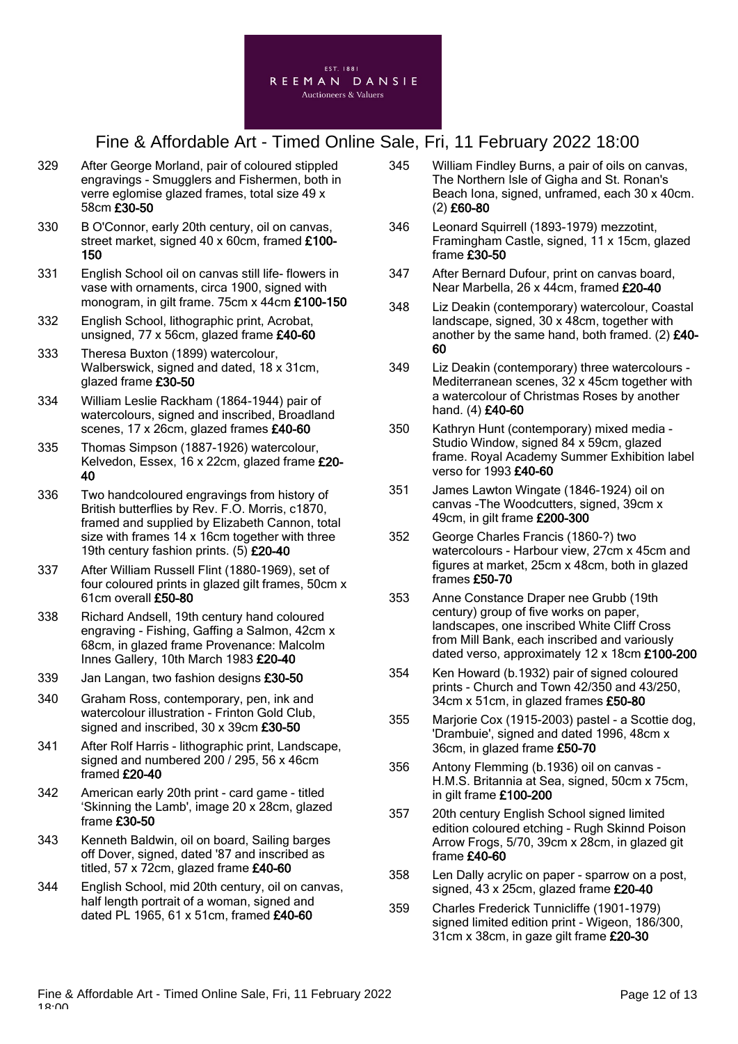# Fine & Affordable Art - Timed Online Sale, Fri, 11 February 2022 18:00

329 After George Morland, pair of coloured stippled engravings - Smugglers and Fishermen, both in verre eglomise glazed frames, total size 49 x 58cm **£30-50**

330 B O'Connor, early 20th century, oil on canvas, street market, signed 40 x 60cm, framed **£100-150**

331 English School oil on canvas still life- flowers in vase with ornaments, circa 1900, signed with monogram, in gilt frame. 75cm x 44cm **£100-150**

332 English School, lithographic print, Acrobat, unsigned, 77 x 56cm, glazed frame **£40-60**

333 Theresa Buxton (1899) watercolour, Walberswick, signed and dated, 18 x 31cm, glazed frame **£30-50**

334 William Leslie Rackham (1864-1944) pair of watercolours, signed and inscribed, Broadland scenes, 17 x 26cm, glazed frames **£40-60**

335 Thomas Simpson (1887-1926) watercolour, Kelvedon, Essex, 16 x 22cm, glazed frame **£20-40**

336 Two handcoloured engravings from history of British butterflies by Rev. F.O. Morris, c1870, framed and supplied by Elizabeth Cannon, total size with frames 14 x 16cm together with three 19th century fashion prints. (5) **£20-40**

337 After William Russell Flint (1880-1969), set of four coloured prints in glazed gilt frames, 50cm x 61cm overall **£50-80**

338 Richard Andsell, 19th century hand coloured engraving - Fishing, Gaffing a Salmon, 42cm x 68cm, in glazed frame Provenance: Malcolm Innes Gallery, 10th March 1983 **£20-40**

339 Jan Langan, two fashion designs **£30-50**

340 Graham Ross, contemporary, pen, ink and watercolour illustration - Frinton Gold Club, signed and inscribed, 30 x 39cm **£30-50**

341 After Rolf Harris - lithographic print, Landscape, signed and numbered 200 / 295, 56 x 46cm framed **£20-40**

342 American early 20th print - card game - titled 'Skinning the Lamb', image 20 x 28cm, glazed frame **£30-50**

343 Kenneth Baldwin, oil on board, Sailing barges off Dover, signed, dated '87 and inscribed as titled, 57 x 72cm, glazed frame **£40-60**

344 English School, mid 20th century, oil on canvas, half length portrait of a woman, signed and dated PL 1965, 61 x 51cm, framed **£40-60**

345 William Findley Burns, a pair of oils on canvas, The Northern Isle of Gigha and St. Ronan's Beach Iona, signed, unframed, each 30 x 40cm. (2) **£60-80**

346 Leonard Squirrell (1893-1979) mezzotint, Framingham Castle, signed, 11 x 15cm, glazed frame **£30-50**

347 After Bernard Dufour, print on canvas board, Near Marbella, 26 x 44cm, framed **£20-40**

348 Liz Deakin (contemporary) watercolour, Coastal landscape, signed, 30 x 48cm, together with another by the same hand, both framed. (2) **£40-60**

349 Liz Deakin (contemporary) three watercolours - Mediterranean scenes, 32 x 45cm together with a watercolour of Christmas Roses by another hand. (4) **£40-60**

350 Kathryn Hunt (contemporary) mixed media - Studio Window, signed 84 x 59cm, glazed frame. Royal Academy Summer Exhibition label verso for 1993 **£40-60**

351 James Lawton Wingate (1846-1924) oil on canvas -The Woodcutters, signed, 39cm x 49cm, in gilt frame **£200-300**

352 George Charles Francis (1860-?) two watercolours - Harbour view, 27cm x 45cm and figures at market, 25cm x 48cm, both in glazed frames **£50-70**

353 Anne Constance Draper nee Grubb (19th century) group of five works on paper, landscapes, one inscribed White Cliff Cross from Mill Bank, each inscribed and variously dated verso, approximately 12 x 18cm **£100-200**

354 Ken Howard (b.1932) pair of signed coloured prints - Church and Town 42/350 and 43/250, 34cm x 51cm, in glazed frames **£50-80**

355 Marjorie Cox (1915-2003) pastel - a Scottie dog, 'Drambuie', signed and dated 1996, 48cm x 36cm, in glazed frame **£50-70**

356 Antony Flemming (b.1936) oil on canvas - H.M.S. Britannia at Sea, signed, 50cm x 75cm, in gilt frame **£100-200**

357 20th century English School signed limited edition coloured etching - Rugh Skinnd Poison Arrow Frogs, 5/70, 39cm x 28cm, in glazed git frame **£40-60**

358 Len Dally acrylic on paper - sparrow on a post, signed, 43 x 25cm, glazed frame **£20-40**

359 Charles Frederick Tunnicliffe (1901-1979) signed limited edition print - Wigeon, 186/300, 31cm x 38cm, in gaze gilt frame **£20-30**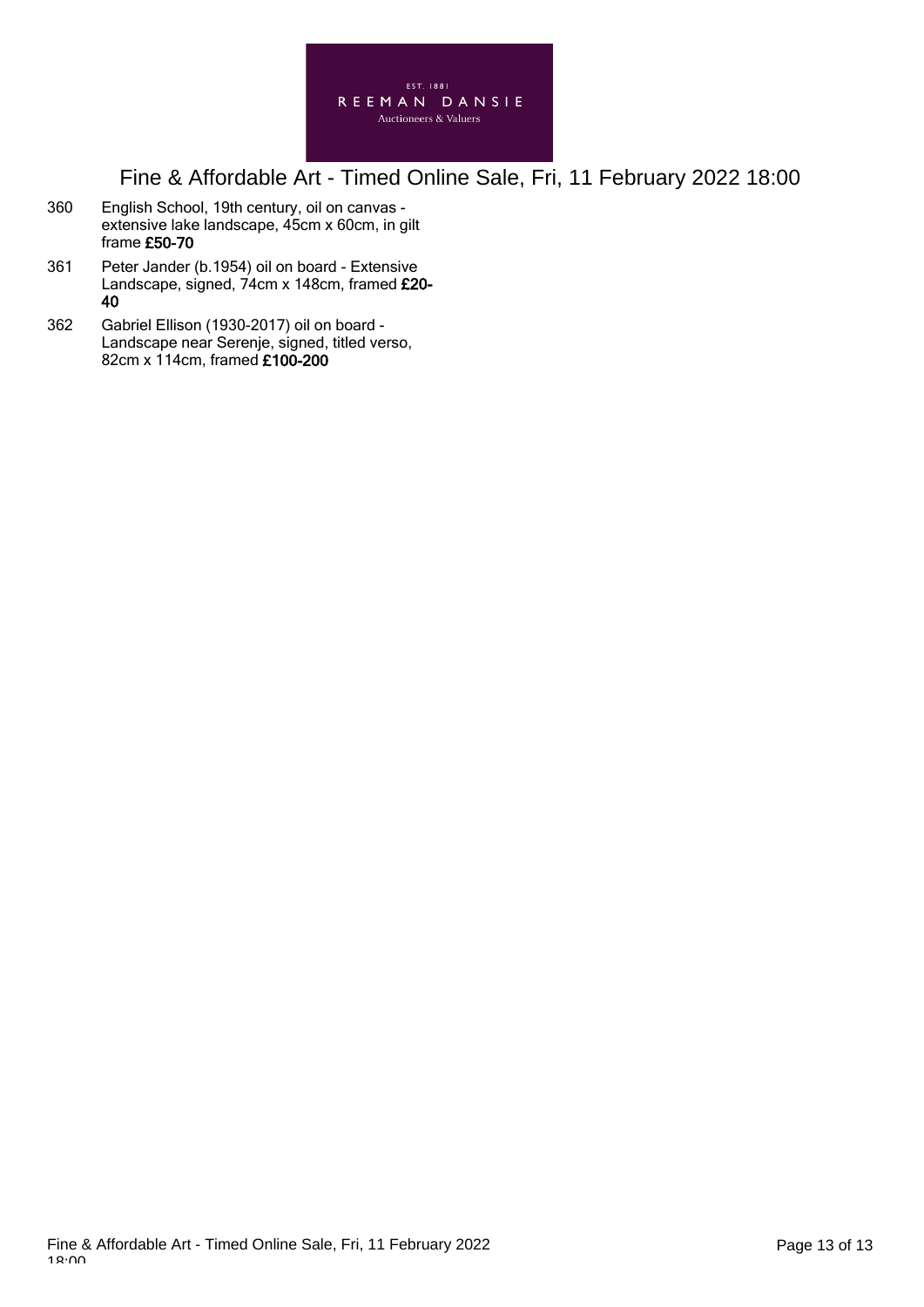Fine & Affordable Art - Timed Online Sale, Fri, 11 February 2022 18:00

360 English School, 19th century, oil on canvas - extensive lake landscape, 45cm x 60cm, in gilt frame **£50-70**

361 Peter Jander (b.1954) oil on board - Extensive Landscape, signed, 74cm x 148cm, framed **£20-40**

362 Gabriel Ellison (1930-2017) oil on board - Landscape near Serenje, signed, titled verso, 82cm x 114cm, framed **£100-200**